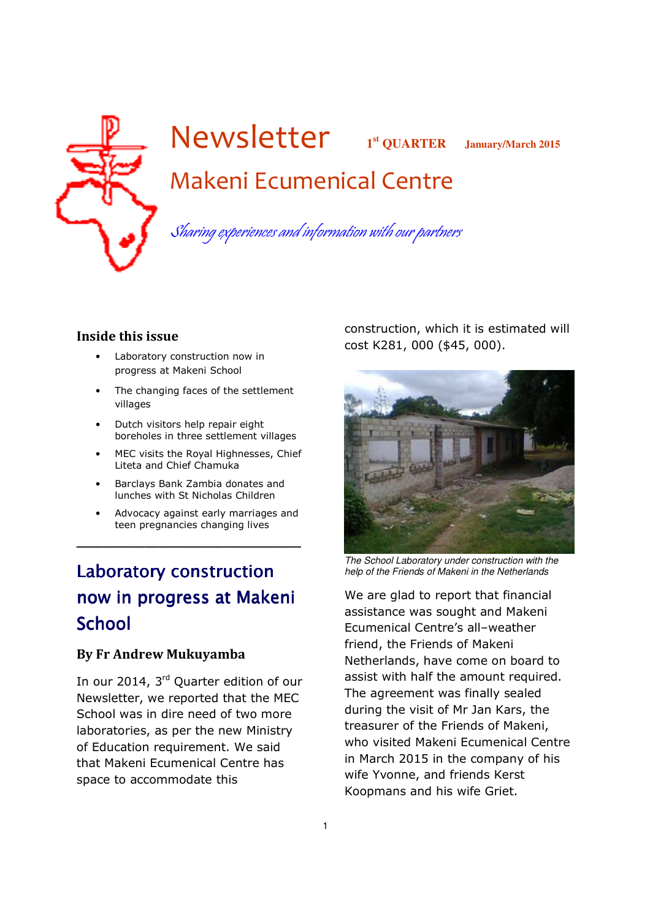# Newsletter

**1st QUARTER** **January/March 2015**

## Makeni Ecumenical Centre

*Sharing experiences and information with our partners*

### Inside this issue

- Laboratory construction now in progress at Makeni School
- The changing faces of the settlement villages
- Dutch visitors help repair eight boreholes in three settlement villages
- MEC visits the Royal Highnesses, Chief Liteta and Chief Chamuka
- Barclays Bank Zambia donates and lunches with St Nicholas Children
- Advocacy against early marriages and teen pregnancies changing lives

---

## Laboratory construction now in progress at Makeni School

**By Fr Andrew Mukuyamba**

In our 2014, 3rd Quarter edition of our Newsletter, we reported that the MEC School was in dire need of two more laboratories, as per the new Ministry of Education requirement. We said that Makeni Ecumenical Centre has space to accommodate this construction, which it is estimated will cost K281, 000 ($45, 000).

*The School Laboratory under construction with the help of the Friends of Makeni in the Netherlands*

We are glad to report that financial assistance was sought and Makeni Ecumenical Centre's all–weather friend, the Friends of Makeni Netherlands, have come on board to assist with half the amount required. The agreement was finally sealed during the visit of Mr Jan Kars, the treasurer of the Friends of Makeni, who visited Makeni Ecumenical Centre in March 2015 in the company of his wife Yvonne, and friends Kerst Koopmans and his wife Griet.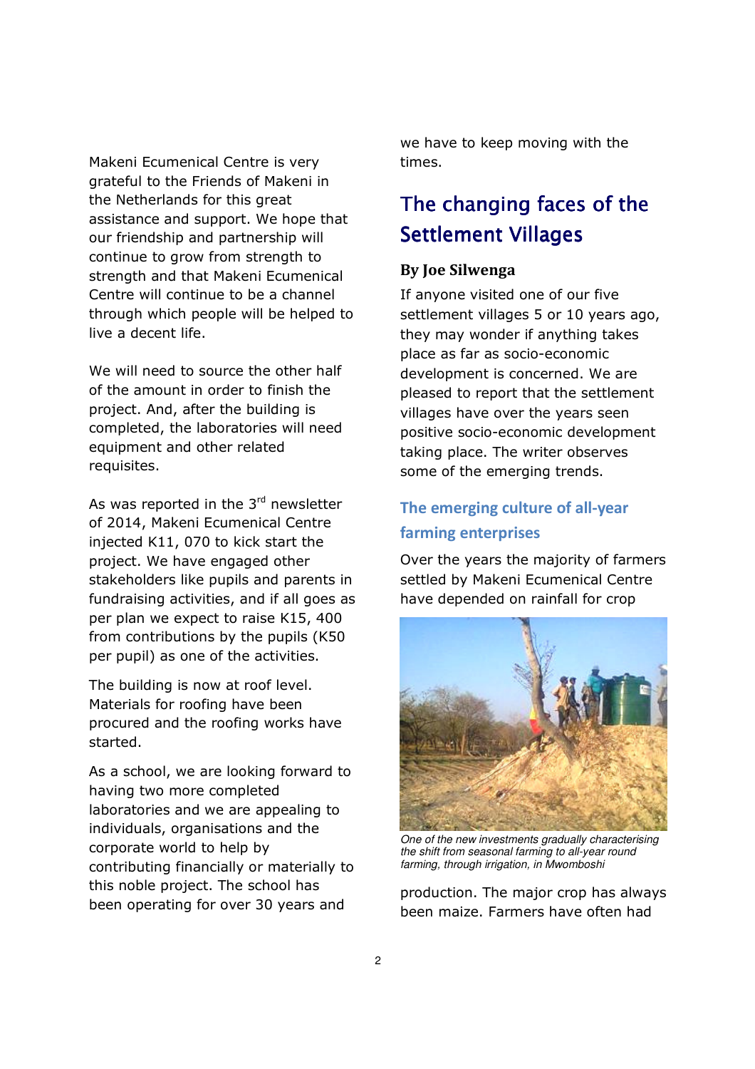Makeni Ecumenical Centre is very grateful to the Friends of Makeni in the Netherlands for this great assistance and support. We hope that our friendship and partnership will continue to grow from strength to strength and that Makeni Ecumenical Centre will continue to be a channel through which people will be helped to live a decent life.

We will need to source the other half of the amount in order to finish the project. And, after the building is completed, the laboratories will need equipment and other related requisites.

As was reported in the 3rd newsletter of 2014, Makeni Ecumenical Centre injected K11, 070 to kick start the project. We have engaged other stakeholders like pupils and parents in fundraising activities, and if all goes as per plan we expect to raise K15, 400 from contributions by the pupils (K50 per pupil) as one of the activities.

The building is now at roof level. Materials for roofing have been procured and the roofing works have started.

As a school, we are looking forward to having two more completed laboratories and we are appealing to individuals, organisations and the corporate world to help by contributing financially or materially to this noble project. The school has been operating for over 30 years and we have to keep moving with the times.

## The changing faces of the Settlement Villages

**By Joe Silwenga**

If anyone visited one of our five settlement villages 5 or 10 years ago, they may wonder if anything takes place as far as socio-economic development is concerned. We are pleased to report that the settlement villages have over the years seen positive socio-economic development taking place. The writer observes some of the emerging trends.

### The emerging culture of all-year farming enterprises

Over the years the majority of farmers settled by Makeni Ecumenical Centre have depended on rainfall for crop production. The major crop has always been maize. Farmers have often had

*One of the new investments gradually characterising the shift from seasonal farming to all-year round farming, through irrigation, in Mwomboshi*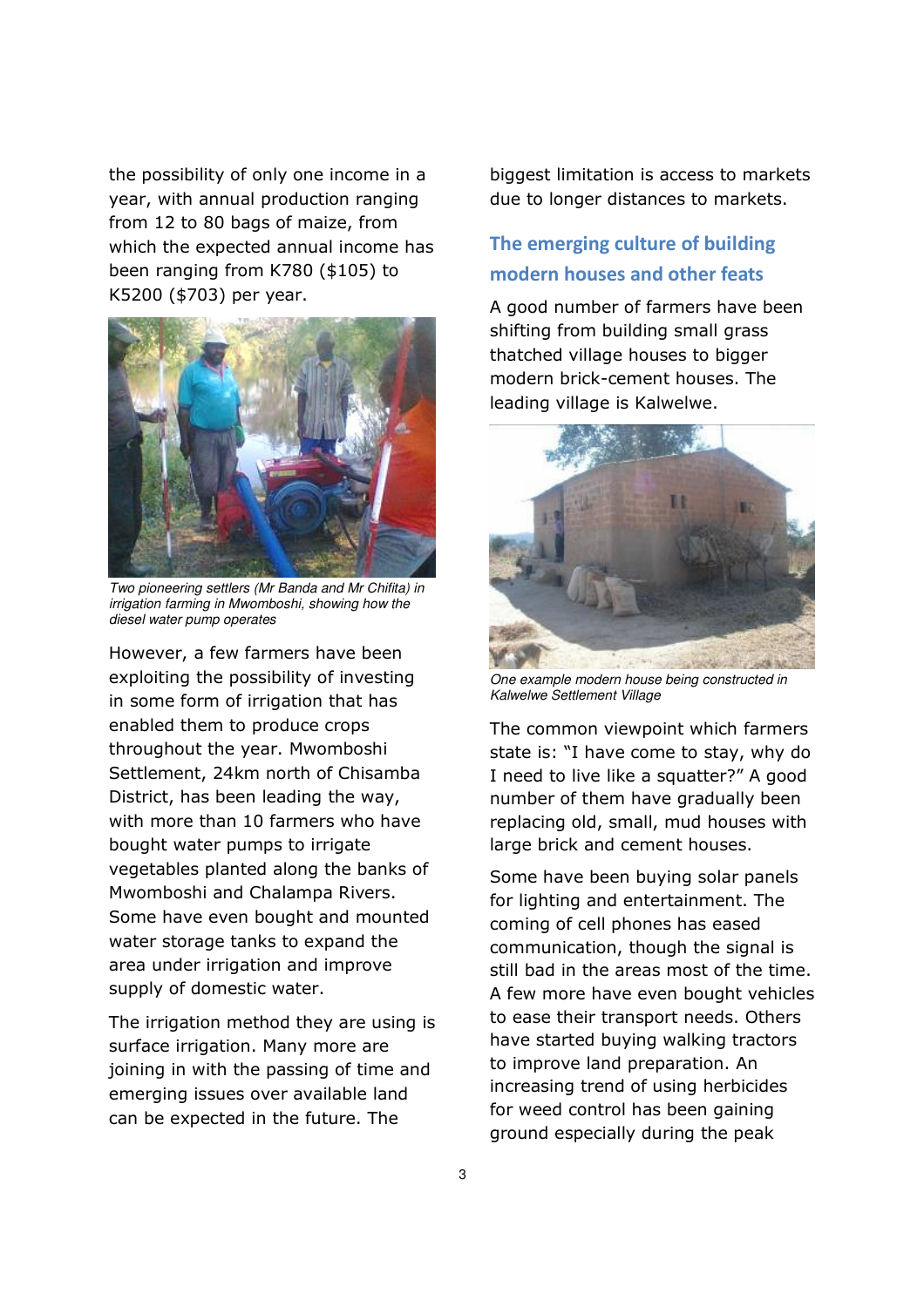the possibility of only one income in a year, with annual production ranging from 12 to 80 bags of maize, from which the expected annual income has been ranging from K780 ($105) to K5200 ($703) per year.

*Two pioneering settlers (Mr Banda and Mr Chifita) in irrigation farming in Mwomboshi, showing how the diesel water pump operates*

However, a few farmers have been exploiting the possibility of investing in some form of irrigation that has enabled them to produce crops throughout the year. Mwomboshi Settlement, 24km north of Chisamba District, has been leading the way, with more than 10 farmers who have bought water pumps to irrigate vegetables planted along the banks of Mwomboshi and Chalampa Rivers. Some have even bought and mounted water storage tanks to expand the area under irrigation and improve supply of domestic water.

The irrigation method they are using is surface irrigation. Many more are joining in with the passing of time and emerging issues over available land can be expected in the future. The biggest limitation is access to markets due to longer distances to markets.

## The emerging culture of building modern houses and other feats

A good number of farmers have been shifting from building small grass thatched village houses to bigger modern brick-cement houses. The leading village is Kalwelwe.

*One example modern house being constructed in Kalwelwe Settlement Village*

The common viewpoint which farmers state is: "I have come to stay, why do I need to live like a squatter?" A good number of them have gradually been replacing old, small, mud houses with large brick and cement houses.

Some have been buying solar panels for lighting and entertainment. The coming of cell phones has eased communication, though the signal is still bad in the areas most of the time. A few more have even bought vehicles to ease their transport needs. Others have started buying walking tractors to improve land preparation. An increasing trend of using herbicides for weed control has been gaining ground especially during the peak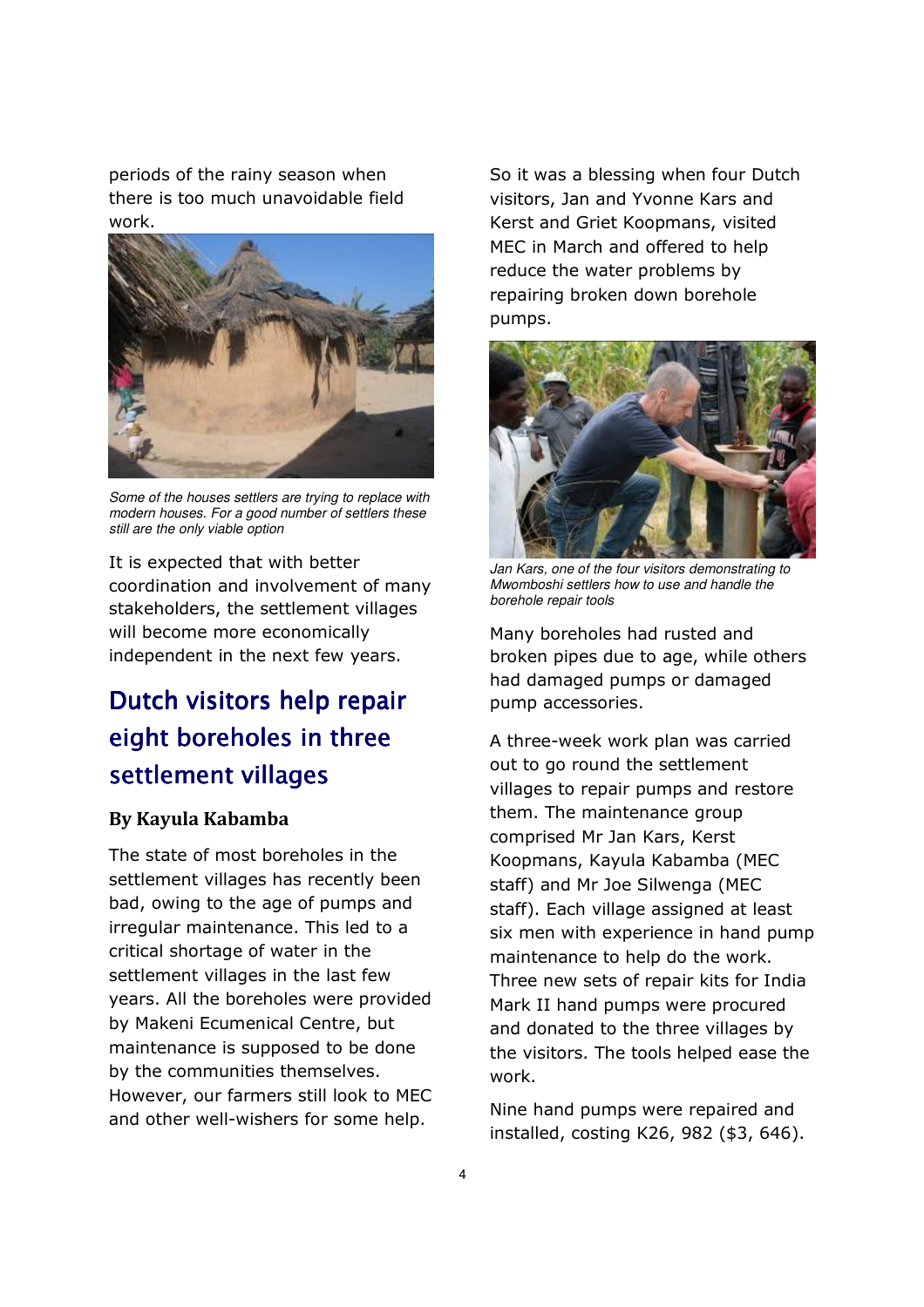periods of the rainy season when there is too much unavoidable field work.

*Some of the houses settlers are trying to replace with modern houses. For a good number of settlers these still are the only viable option*

It is expected that with better coordination and involvement of many stakeholders, the settlement villages will become more economically independent in the next few years.

## Dutch visitors help repair eight boreholes in three settlement villages

**By Kayula Kabamba**

The state of most boreholes in the settlement villages has recently been bad, owing to the age of pumps and irregular maintenance. This led to a critical shortage of water in the settlement villages in the last few years. All the boreholes were provided by Makeni Ecumenical Centre, but maintenance is supposed to be done by the communities themselves. However, our farmers still look to MEC and other well-wishers for some help.

So it was a blessing when four Dutch visitors, Jan and Yvonne Kars and Kerst and Griet Koopmans, visited MEC in March and offered to help reduce the water problems by repairing broken down borehole pumps.

*Jan Kars, one of the four visitors demonstrating to Mwomboshi settlers how to use and handle the borehole repair tools*

Many boreholes had rusted and broken pipes due to age, while others had damaged pumps or damaged pump accessories.

A three-week work plan was carried out to go round the settlement villages to repair pumps and restore them. The maintenance group comprised Mr Jan Kars, Kerst Koopmans, Kayula Kabamba (MEC staff) and Mr Joe Silwenga (MEC staff). Each village assigned at least six men with experience in hand pump maintenance to help do the work. Three new sets of repair kits for India Mark II hand pumps were procured and donated to the three villages by the visitors. The tools helped ease the work.

Nine hand pumps were repaired and installed, costing K26, 982 ($3, 646).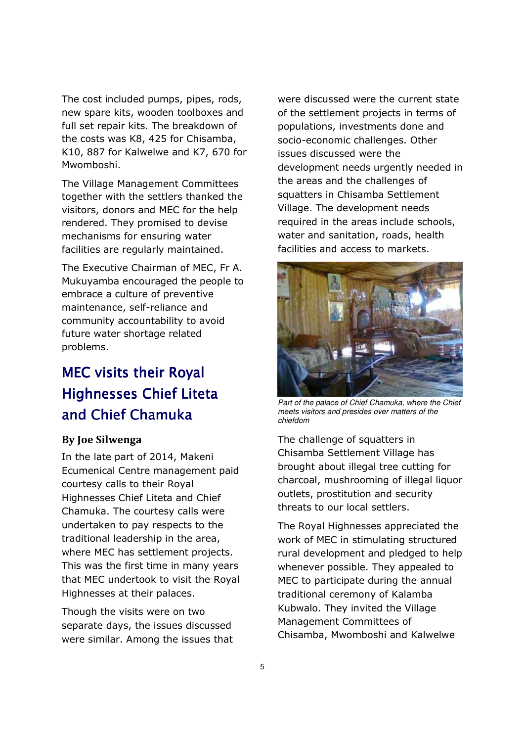The cost included pumps, pipes, rods, new spare kits, wooden toolboxes and full set repair kits. The breakdown of the costs was K8, 425 for Chisamba, K10, 887 for Kalwelwe and K7, 670 for Mwomboshi.

The Village Management Committees together with the settlers thanked the visitors, donors and MEC for the help rendered. They promised to devise mechanisms for ensuring water facilities are regularly maintained.

The Executive Chairman of MEC, Fr A. Mukuyamba encouraged the people to embrace a culture of preventive maintenance, self-reliance and community accountability to avoid future water shortage related problems.

## MEC visits their Royal Highnesses Chief Liteta and Chief Chamuka

**By Joe Silwenga**

In the late part of 2014, Makeni Ecumenical Centre management paid courtesy calls to their Royal Highnesses Chief Liteta and Chief Chamuka. The courtesy calls were undertaken to pay respects to the traditional leadership in the area, where MEC has settlement projects. This was the first time in many years that MEC undertook to visit the Royal Highnesses at their palaces.

Though the visits were on two separate days, the issues discussed were similar. Among the issues that were discussed were the current state of the settlement projects in terms of populations, investments done and socio-economic challenges. Other issues discussed were the development needs urgently needed in the areas and the challenges of squatters in Chisamba Settlement Village. The development needs required in the areas include schools, water and sanitation, roads, health facilities and access to markets.

*Part of the palace of Chief Chamuka, where the Chief meets visitors and presides over matters of the chiefdom*

The challenge of squatters in Chisamba Settlement Village has brought about illegal tree cutting for charcoal, mushrooming of illegal liquor outlets, prostitution and security threats to our local settlers.

The Royal Highnesses appreciated the work of MEC in stimulating structured rural development and pledged to help whenever possible. They appealed to MEC to participate during the annual traditional ceremony of Kalamba Kubwalo. They invited the Village Management Committees of Chisamba, Mwomboshi and Kalwelwe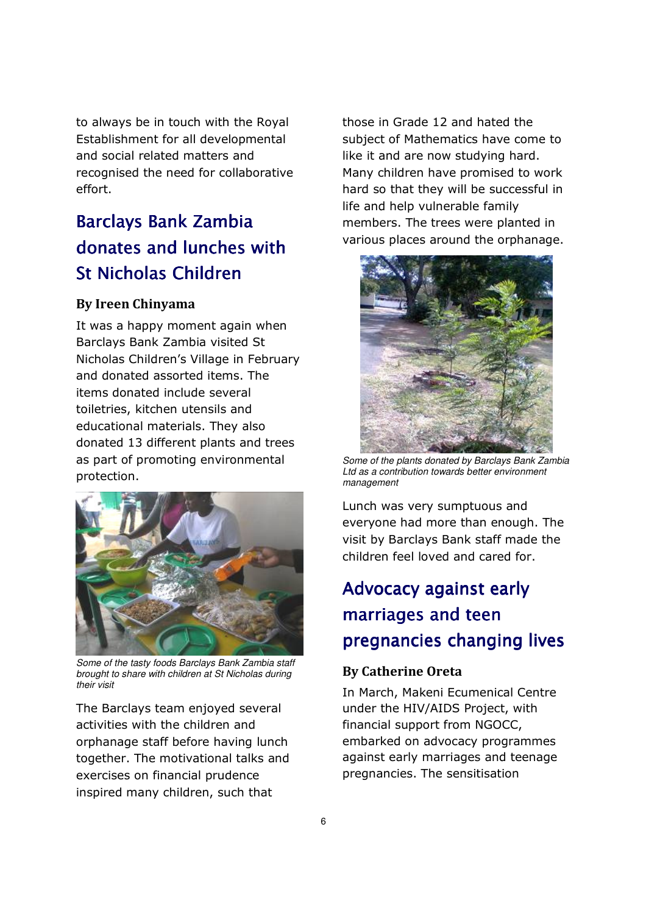to always be in touch with the Royal Establishment for all developmental and social related matters and recognised the need for collaborative effort.

## Barclays Bank Zambia donates and lunches with St Nicholas Children

**By Ireen Chinyama**

It was a happy moment again when Barclays Bank Zambia visited St Nicholas Children's Village in February and donated assorted items. The items donated include several toiletries, kitchen utensils and educational materials. They also donated 13 different plants and trees as part of promoting environmental protection.

*Some of the tasty foods Barclays Bank Zambia staff brought to share with children at St Nicholas during their visit*

The Barclays team enjoyed several activities with the children and orphanage staff before having lunch together. The motivational talks and exercises on financial prudence inspired many children, such that those in Grade 12 and hated the subject of Mathematics have come to like it and are now studying hard. Many children have promised to work hard so that they will be successful in life and help vulnerable family members. The trees were planted in various places around the orphanage.

*Some of the plants donated by Barclays Bank Zambia Ltd as a contribution towards better environment management*

Lunch was very sumptuous and everyone had more than enough. The visit by Barclays Bank staff made the children feel loved and cared for.

## Advocacy against early marriages and teen pregnancies changing lives

**By Catherine Oreta**

In March, Makeni Ecumenical Centre under the HIV/AIDS Project, with financial support from NGOCC, embarked on advocacy programmes against early marriages and teenage pregnancies. The sensitisation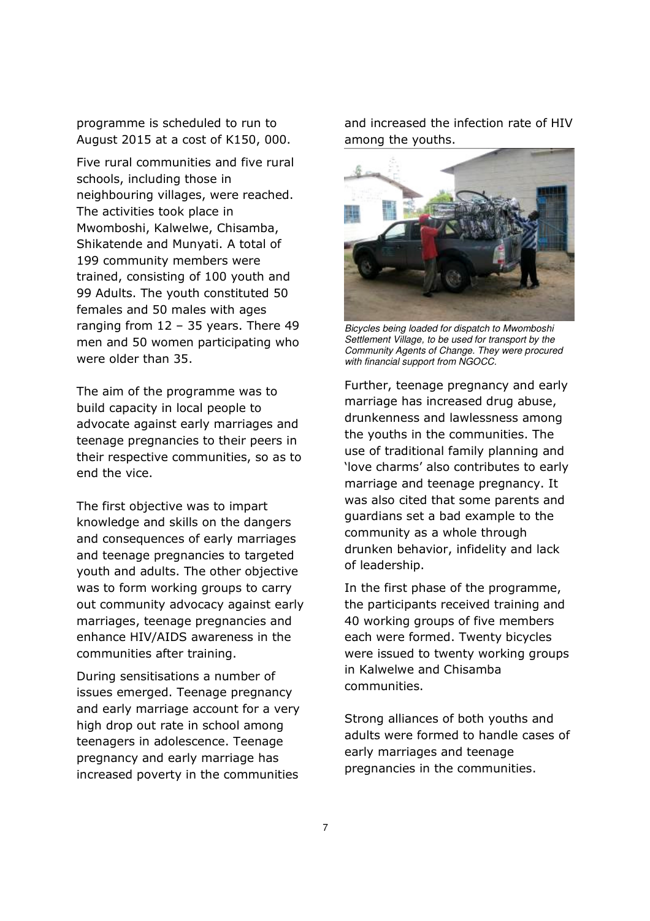programme is scheduled to run to August 2015 at a cost of K150, 000.

Five rural communities and five rural schools, including those in neighbouring villages, were reached. The activities took place in Mwomboshi, Kalwelwe, Chisamba, Shikatende and Munyati. A total of 199 community members were trained, consisting of 100 youth and 99 Adults. The youth constituted 50 females and 50 males with ages ranging from 12 – 35 years. There 49 men and 50 women participating who were older than 35.

The aim of the programme was to build capacity in local people to advocate against early marriages and teenage pregnancies to their peers in their respective communities, so as to end the vice.

The first objective was to impart knowledge and skills on the dangers and consequences of early marriages and teenage pregnancies to targeted youth and adults. The other objective was to form working groups to carry out community advocacy against early marriages, teenage pregnancies and enhance HIV/AIDS awareness in the communities after training.

During sensitisations a number of issues emerged. Teenage pregnancy and early marriage account for a very high drop out rate in school among teenagers in adolescence. Teenage pregnancy and early marriage has increased poverty in the communities and increased the infection rate of HIV among the youths.

*Bicycles being loaded for dispatch to Mwomboshi Settlement Village, to be used for transport by the Community Agents of Change. They were procured with financial support from NGOCC.*

Further, teenage pregnancy and early marriage has increased drug abuse, drunkenness and lawlessness among the youths in the communities. The use of traditional family planning and 'love charms' also contributes to early marriage and teenage pregnancy. It was also cited that some parents and guardians set a bad example to the community as a whole through drunken behavior, infidelity and lack of leadership.

In the first phase of the programme, the participants received training and 40 working groups of five members each were formed. Twenty bicycles were issued to twenty working groups in Kalwelwe and Chisamba communities.

Strong alliances of both youths and adults were formed to handle cases of early marriages and teenage pregnancies in the communities.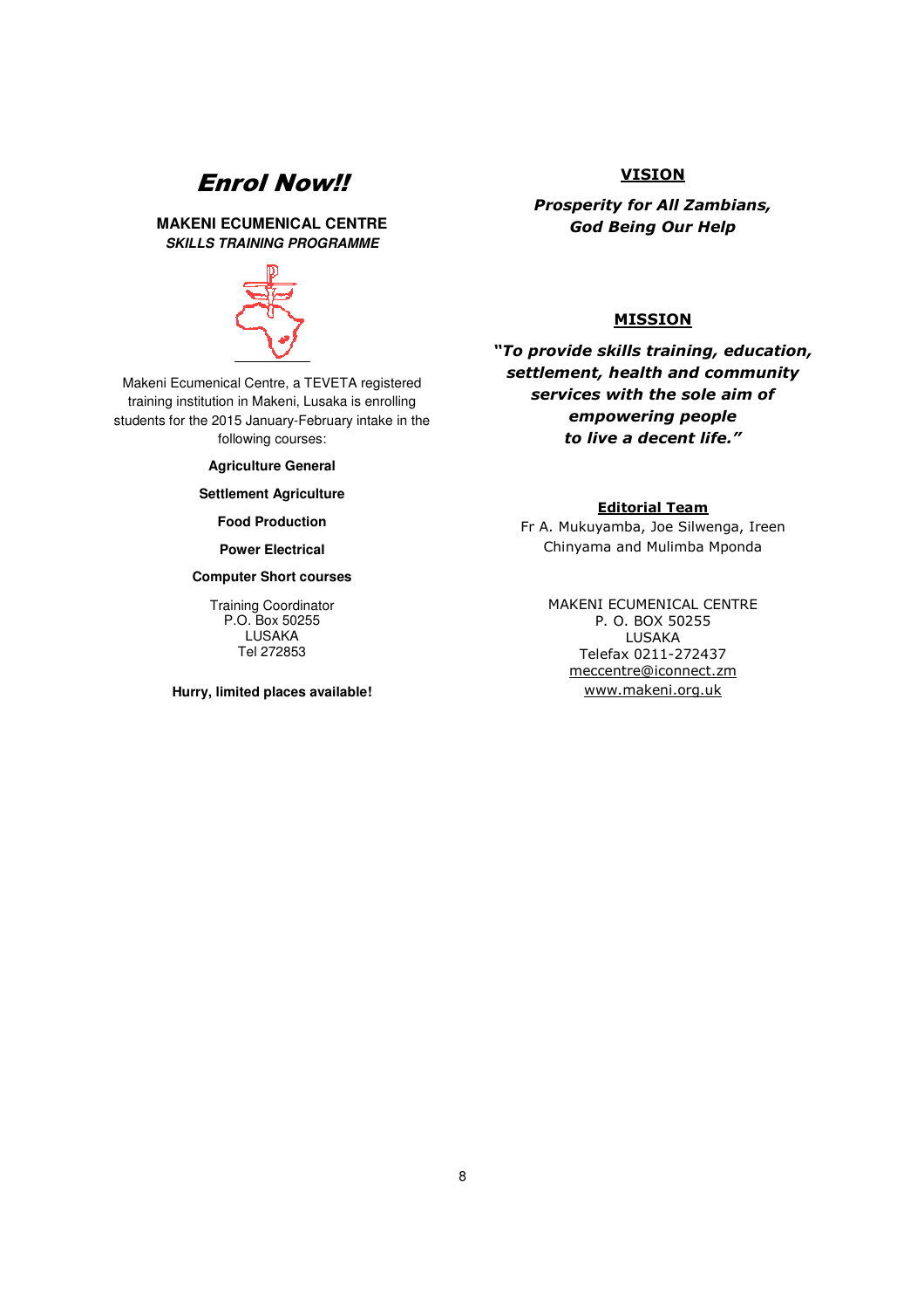# *Enrol Now!!*

**MAKENI ECUMENICAL CENTRE**
***SKILLS TRAINING PROGRAMME***

Makeni Ecumenical Centre, a TEVETA registered training institution in Makeni, Lusaka is enrolling students for the 2015 January-February intake in the following courses:

**Agriculture General**

**Settlement Agriculture**

**Food Production**

**Power Electrical**

**Computer Short courses**

Training Coordinator
P.O. Box 50255
LUSAKA
Tel 272853

**Hurry, limited places available!**

## VISION

***Prosperity for All Zambians, God Being Our Help***

## MISSION

***"To provide skills training, education, settlement, health and community services with the sole aim of empowering people to live a decent life."***

## Editorial Team

Fr A. Mukuyamba, Joe Silwenga, Ireen Chinyama and Mulimba Mponda

MAKENI ECUMENICAL CENTRE
P. O. BOX 50255
LUSAKA
Telefax 0211-272437
meccentre@iconnect.zm
www.makeni.org.uk